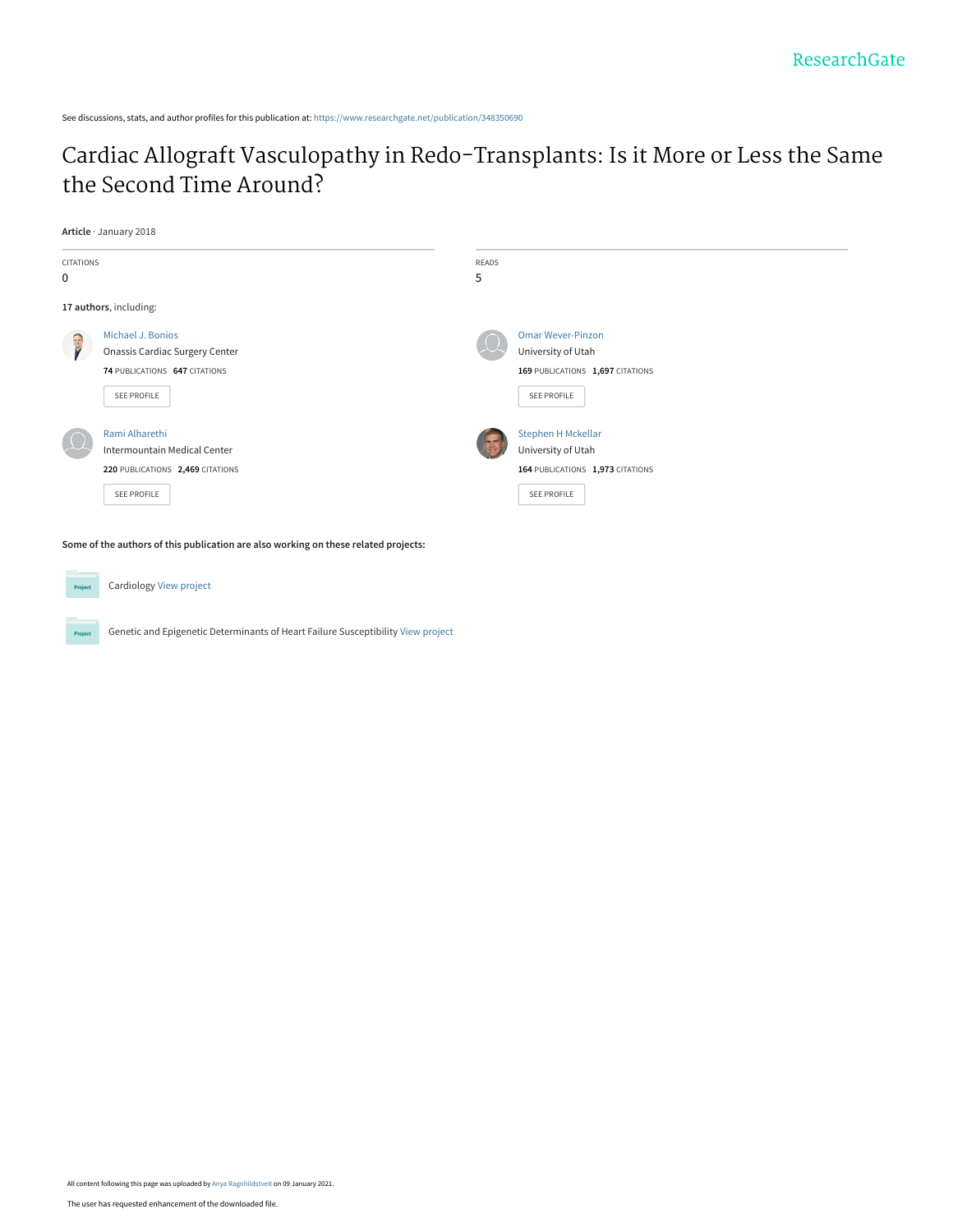ResearchGate

See discussions, stats, and author profiles for this publication at: https://www.researchgate.net/publication/348350690

# Cardiac Allograft Vasculopathy in Redo-Transplants: Is it More or Less the Same the Second Time Around?

**Article** · January 2018

| CITATIONS | READS |
| --- | --- |
| 0 | 5 |

**17 authors**, including:

Michael J. Bonios
Onassis Cardiac Surgery Center
**74** PUBLICATIONS **647** CITATIONS
SEE PROFILE

Omar Wever-Pinzon
University of Utah
**169** PUBLICATIONS **1,697** CITATIONS
SEE PROFILE

Rami Alharethi
Intermountain Medical Center
**220** PUBLICATIONS **2,469** CITATIONS
SEE PROFILE

Stephen H Mckellar
University of Utah
**164** PUBLICATIONS **1,973** CITATIONS
SEE PROFILE

**Some of the authors of this publication are also working on these related projects:**

Project: Cardiology View project

Project: Genetic and Epigenetic Determinants of Heart Failure Susceptibility View project

All content following this page was uploaded by Anya Ragnhildstveit on 09 January 2021.

The user has requested enhancement of the downloaded file.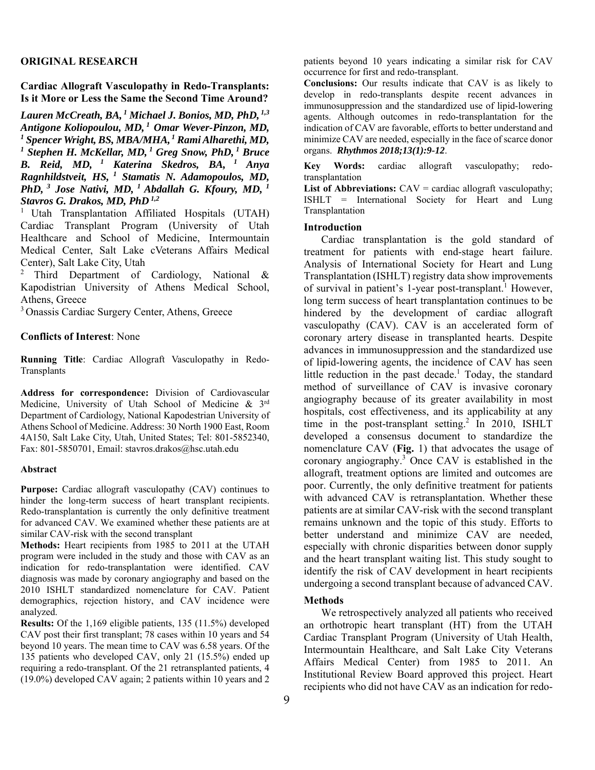## ORIGINAL RESEARCH

# Cardiac Allograft Vasculopathy in Redo-Transplants: Is it More or Less the Same the Second Time Around?

***Lauren McCreath, BA,[1] Michael J. Bonios, MD, PhD,[1,3] Antigone Koliopoulou, MD,[1] Omar Wever-Pinzon, MD,[1] Spencer Wright, BS, MBA/MHA,[1] Rami Alharethi, MD,[1] Stephen H. McKellar, MD,[1] Greg Snow, PhD,[1] Bruce B. Reid, MD,[1] Katerina Skedros, BA,[1] Anya Ragnhildstveit, HS,[1] Stamatis N. Adamopoulos, MD, PhD,[3] Jose Nativi, MD,[1] Abdallah G. Kfoury, MD,[1] Stavros G. Drakos, MD, PhD[1,2]***

[1] Utah Transplantation Affiliated Hospitals (UTAH) Cardiac Transplant Program (University of Utah Healthcare and School of Medicine, Intermountain Medical Center, Salt Lake cVeterans Affairs Medical Center), Salt Lake City, Utah

[2] Third Department of Cardiology, National & Kapodistrian University of Athens Medical School, Athens, Greece

[3] Onassis Cardiac Surgery Center, Athens, Greece

**Conflicts of Interest**: None

**Running Title**: Cardiac Allograft Vasculopathy in Redo-Transplants

**Address for correspondence:** Division of Cardiovascular Medicine, University of Utah School of Medicine & 3rd Department of Cardiology, National Kapodestrian University of Athens School of Medicine. Address: 30 North 1900 East, Room 4A150, Salt Lake City, Utah, United States; Tel: 801-5852340, Fax: 801-5850701, Email: stavros.drakos@hsc.utah.edu

### Abstract

**Purpose:** Cardiac allograft vasculopathy (CAV) continues to hinder the long-term success of heart transplant recipients. Redo-transplantation is currently the only definitive treatment for advanced CAV. We examined whether these patients are at similar CAV-risk with the second transplant

**Methods:** Heart recipients from 1985 to 2011 at the UTAH program were included in the study and those with CAV as an indication for redo-transplantation were identified. CAV diagnosis was made by coronary angiography and based on the 2010 ISHLT standardized nomenclature for CAV. Patient demographics, rejection history, and CAV incidence were analyzed.

**Results:** Of the 1,169 eligible patients, 135 (11.5%) developed CAV post their first transplant; 78 cases within 10 years and 54 beyond 10 years. The mean time to CAV was 6.58 years. Of the 135 patients who developed CAV, only 21 (15.5%) ended up requiring a redo-transplant. Of the 21 retransplanted patients, 4 (19.0%) developed CAV again; 2 patients within 10 years and 2 patients beyond 10 years indicating a similar risk for CAV occurrence for first and redo-transplant.

**Conclusions:** Our results indicate that CAV is as likely to develop in redo-transplants despite recent advances in immunosuppression and the standardized use of lipid-lowering agents. Although outcomes in redo-transplantation for the indication of CAV are favorable, efforts to better understand and minimize CAV are needed, especially in the face of scarce donor organs. ***Rhythmos 2018;13(1):9-12***.

**Key Words:** cardiac allograft vasculopathy; redo-transplantation

**List of Abbreviations:** CAV = cardiac allograft vasculopathy; ISHLT = International Society for Heart and Lung Transplantation

### Introduction

Cardiac transplantation is the gold standard of treatment for patients with end-stage heart failure. Analysis of International Society for Heart and Lung Transplantation (ISHLT) registry data show improvements of survival in patient's 1-year post-transplant.[1] However, long term success of heart transplantation continues to be hindered by the development of cardiac allograft vasculopathy (CAV). CAV is an accelerated form of coronary artery disease in transplanted hearts. Despite advances in immunosuppression and the standardized use of lipid-lowering agents, the incidence of CAV has seen little reduction in the past decade.[1] Today, the standard method of surveillance of CAV is invasive coronary angiography because of its greater availability in most hospitals, cost effectiveness, and its applicability at any time in the post-transplant setting.[2] In 2010, ISHLT developed a consensus document to standardize the nomenclature CAV (**Fig.** 1) that advocates the usage of coronary angiography.[3] Once CAV is established in the allograft, treatment options are limited and outcomes are poor. Currently, the only definitive treatment for patients with advanced CAV is retransplantation. Whether these patients are at similar CAV-risk with the second transplant remains unknown and the topic of this study. Efforts to better understand and minimize CAV are needed, especially with chronic disparities between donor supply and the heart transplant waiting list. This study sought to identify the risk of CAV development in heart recipients undergoing a second transplant because of advanced CAV.

### Methods

We retrospectively analyzed all patients who received an orthotropic heart transplant (HT) from the UTAH Cardiac Transplant Program (University of Utah Health, Intermountain Healthcare, and Salt Lake City Veterans Affairs Medical Center) from 1985 to 2011. An Institutional Review Board approved this project. Heart recipients who did not have CAV as an indication for redo-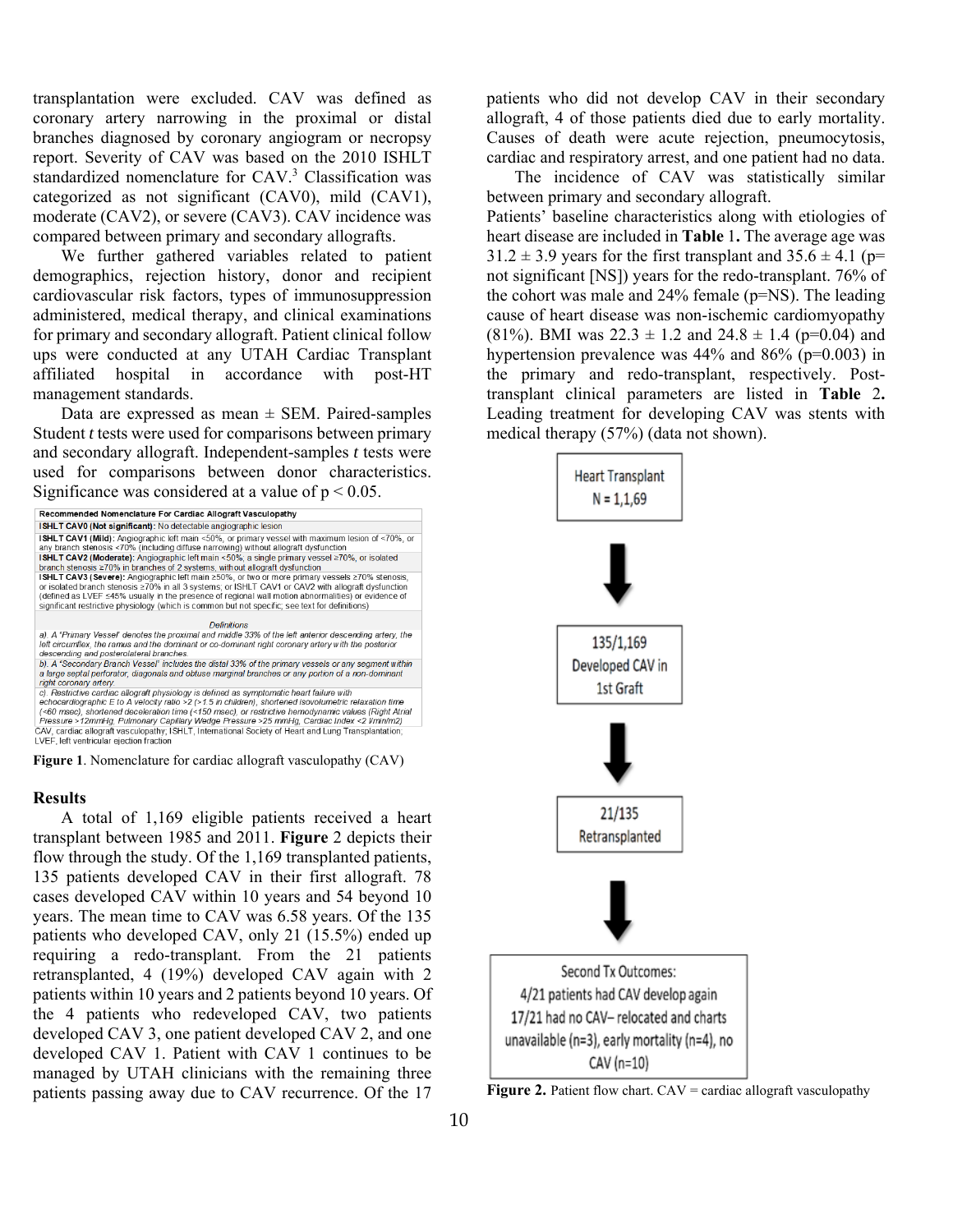transplantation were excluded. CAV was defined as coronary artery narrowing in the proximal or distal branches diagnosed by coronary angiogram or necropsy report. Severity of CAV was based on the 2010 ISHLT standardized nomenclature for CAV.[3] Classification was categorized as not significant (CAV0), mild (CAV1), moderate (CAV2), or severe (CAV3). CAV incidence was compared between primary and secondary allografts.

We further gathered variables related to patient demographics, rejection history, donor and recipient cardiovascular risk factors, types of immunosuppression administered, medical therapy, and clinical examinations for primary and secondary allograft. Patient clinical follow ups were conducted at any UTAH Cardiac Transplant affiliated hospital in accordance with post-HT management standards.

Data are expressed as mean ± SEM. Paired-samples Student *t* tests were used for comparisons between primary and secondary allograft. Independent-samples *t* tests were used for comparisons between donor characteristics. Significance was considered at a value of $p < 0.05$.

| Recommended Nomenclature For Cardiac Allograft Vasculopathy |
|---|
| **ISHLT CAV0 (Not significant):** No detectable angiographic lesion |
| **ISHLT CAV1 (Mild):** Angiographic left main <50%, or primary vessel with maximum lesion of <70%, or any branch stenosis <70% (including diffuse narrowing) without allograft dysfunction |
| **ISHLT CAV2 (Moderate):** Angiographic left main <50%; a single primary vessel ≥70%, or isolated branch stenosis ≥70% in branches of 2 systems, without allograft dysfunction |
| **ISHLT CAV3 (Severe):** Angiographic left main ≥50%, or two or more primary vessels ≥70% stenosis, or isolated branch stenosis ≥70% in all 3 systems; or ISHLT CAV1 or CAV2 with allograft dysfunction (defined as LVEF ≤45% usually in the presence of regional wall motion abnormalities) or evidence of significant restrictive physiology (which is common but not specific; see text for definitions) |
| *Definitions* |
| *a). A 'Primary Vessel' denotes the proximal and middle 33% of the left anterior descending artery, the left circumflex, the ramus and the dominant or co-dominant right coronary artery with the posterior descending and posterolateral branches.* |
| *b). A 'Secondary Branch Vessel' includes the distal 33% of the primary vessels or any segment within a large septal perforator, diagonals and obtuse marginal branches or any portion of a non-dominant right coronary artery.* |
| *c). Restrictive cardiac allograft physiology is defined as symptomatic heart failure with echocardiographic E to A velocity ratio >2 (>1.5 in children), shortened isovolumetric relaxation time (<60 msec), shortened deceleration time (<150 msec), or restrictive hemodynamic values (Right Atrial Pressure >12mmHg, Pulmonary Capillary Wedge Pressure >25 mmHg, Cardiac Index <2 l/min/m2)* |

CAV, cardiac allograft vasculopathy; ISHLT, International Society of Heart and Lung Transplantation; LVEF, left ventricular ejection fraction

**Figure 1**. Nomenclature for cardiac allograft vasculopathy (CAV)

## Results

A total of 1,169 eligible patients received a heart transplant between 1985 and 2011. **Figure** 2 depicts their flow through the study. Of the 1,169 transplanted patients, 135 patients developed CAV in their first allograft. 78 cases developed CAV within 10 years and 54 beyond 10 years. The mean time to CAV was 6.58 years. Of the 135 patients who developed CAV, only 21 (15.5%) ended up requiring a redo-transplant. From the 21 patients retransplanted, 4 (19%) developed CAV again with 2 patients within 10 years and 2 patients beyond 10 years. Of the 4 patients who redeveloped CAV, two patients developed CAV 3, one patient developed CAV 2, and one developed CAV 1. Patient with CAV 1 continues to be managed by UTAH clinicians with the remaining three patients passing away due to CAV recurrence. Of the 17 patients who did not develop CAV in their secondary allograft, 4 of those patients died due to early mortality. Causes of death were acute rejection, pneumocytosis, cardiac and respiratory arrest, and one patient had no data.

The incidence of CAV was statistically similar between primary and secondary allograft.

Patients' baseline characteristics along with etiologies of heart disease are included in **Table** 1**.** The average age was 31.2 ± 3.9 years for the first transplant and 35.6 ± 4.1 (p= not significant [NS]) years for the redo-transplant. 76% of the cohort was male and 24% female (p=NS). The leading cause of heart disease was non-ischemic cardiomyopathy (81%). BMI was 22.3 ± 1.2 and 24.8 ± 1.4 (p=0.04) and hypertension prevalence was 44% and 86% (p=0.003) in the primary and redo-transplant, respectively. Post-transplant clinical parameters are listed in **Table** 2**.** Leading treatment for developing CAV was stents with medical therapy (57%) (data not shown).

Heart Transplant
N = 1,1,69

↓

135/1,169
Developed CAV in
1st Graft

↓

21/135
Retransplanted

↓

Second Tx Outcomes:
4/21 patients had CAV develop again
17/21 had no CAV– relocated and charts unavailable (n=3), early mortality (n=4), no CAV (n=10)

**Figure 2.** Patient flow chart. CAV = cardiac allograft vasculopathy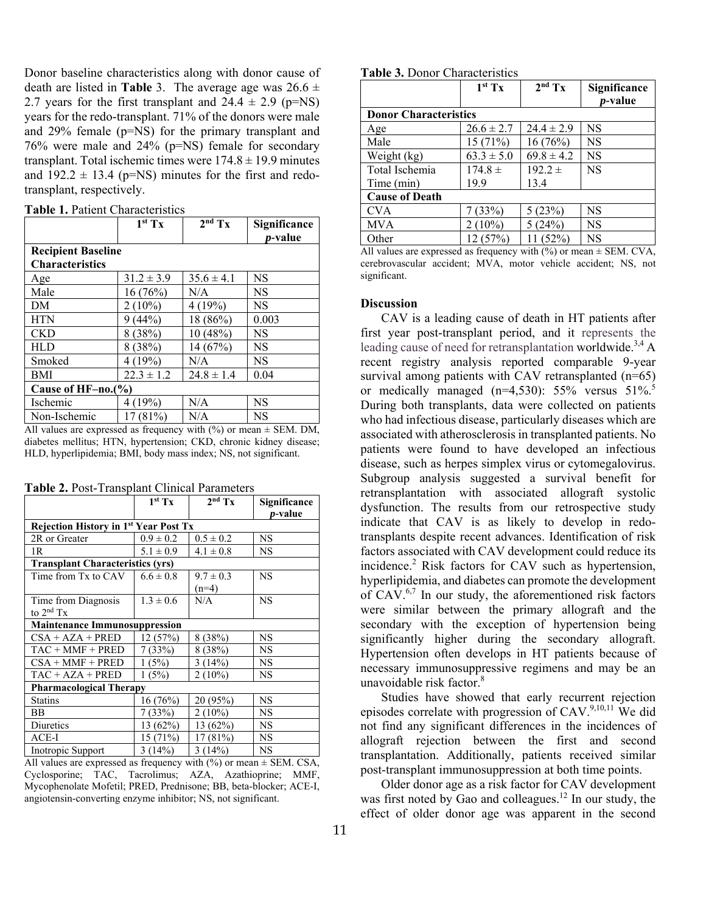Donor baseline characteristics along with donor cause of death are listed in **Table** 3. The average age was 26.6 ± 2.7 years for the first transplant and 24.4 ± 2.9 (p=NS) years for the redo-transplant. 71% of the donors were male and 29% female (p=NS) for the primary transplant and 76% were male and 24% (p=NS) female for secondary transplant. Total ischemic times were 174.8 ± 19.9 minutes and 192.2 ± 13.4 (p=NS) minutes for the first and redo-transplant, respectively.

**Table 1.** Patient Characteristics

| | 1st Tx | 2nd Tx | Significance *p*-value |
|---|---|---|---|
| **Recipient Baseline Characteristics** | | | |
| Age | 31.2 ± 3.9 | 35.6 ± 4.1 | NS |
| Male | 16 (76%) | N/A | NS |
| DM | 2 (10%) | 4 (19%) | NS |
| HTN | 9 (44%) | 18 (86%) | 0.003 |
| CKD | 8 (38%) | 10 (48%) | NS |
| HLD | 8 (38%) | 14 (67%) | NS |
| Smoked | 4 (19%) | N/A | NS |
| BMI | 22.3 ± 1.2 | 24.8 ± 1.4 | 0.04 |
| **Cause of HF–no.(%)** | | | |
| Ischemic | 4 (19%) | N/A | NS |
| Non-Ischemic | 17 (81%) | N/A | NS |

All values are expressed as frequency with (%) or mean ± SEM. DM, diabetes mellitus; HTN, hypertension; CKD, chronic kidney disease; HLD, hyperlipidemia; BMI, body mass index; NS, not significant.

**Table 2.** Post-Transplant Clinical Parameters

| | 1st Tx | 2nd Tx | Significance *p*-value |
|---|---|---|---|
| **Rejection History in 1st Year Post Tx** | | | |
| 2R or Greater | 0.9 ± 0.2 | 0.5 ± 0.2 | NS |
| 1R | 5.1 ± 0.9 | 4.1 ± 0.8 | NS |
| **Transplant Characteristics (yrs)** | | | |
| Time from Tx to CAV | 6.6 ± 0.8 | 9.7 ± 0.3 (n=4) | NS |
| Time from Diagnosis to 2nd Tx | 1.3 ± 0.6 | N/A | NS |
| **Maintenance Immunosuppression** | | | |
| CSA + AZA + PRED | 12 (57%) | 8 (38%) | NS |
| TAC + MMF + PRED | 7 (33%) | 8 (38%) | NS |
| CSA + MMF + PRED | 1 (5%) | 3 (14%) | NS |
| TAC + AZA + PRED | 1 (5%) | 2 (10%) | NS |
| **Pharmacological Therapy** | | | |
| Statins | 16 (76%) | 20 (95%) | NS |
| BB | 7 (33%) | 2 (10%) | NS |
| Diuretics | 13 (62%) | 13 (62%) | NS |
| ACE-I | 15 (71%) | 17 (81%) | NS |
| Inotropic Support | 3 (14%) | 3 (14%) | NS |

All values are expressed as frequency with (%) or mean ± SEM. CSA, Cyclosporine; TAC, Tacrolimus; AZA, Azathioprine; MMF, Mycophenolate Mofetil; PRED, Prednisone; BB, beta-blocker; ACE-I, angiotensin-converting enzyme inhibitor; NS, not significant.

**Table 3.** Donor Characteristics

| | 1st Tx | 2nd Tx | Significance *p*-value |
|---|---|---|---|
| **Donor Characteristics** | | | |
| Age | 26.6 ± 2.7 | 24.4 ± 2.9 | NS |
| Male | 15 (71%) | 16 (76%) | NS |
| Weight (kg) | 63.3 ± 5.0 | 69.8 ± 4.2 | NS |
| Total Ischemia Time (min) | 174.8 ± 19.9 | 192.2 ± 13.4 | NS |
| **Cause of Death** | | | |
| CVA | 7 (33%) | 5 (23%) | NS |
| MVA | 2 (10%) | 5 (24%) | NS |
| Other | 12 (57%) | 11 (52%) | NS |

All values are expressed as frequency with (%) or mean ± SEM. CVA, cerebrovascular accident; MVA, motor vehicle accident; NS, not significant.

## Discussion

CAV is a leading cause of death in HT patients after first year post-transplant period, and it represents the leading cause of need for retransplantation worldwide.[3,4] A recent registry analysis reported comparable 9-year survival among patients with CAV retransplanted (n=65) or medically managed (n=4,530): 55% versus 51%.[5] During both transplants, data were collected on patients who had infectious disease, particularly diseases which are associated with atherosclerosis in transplanted patients. No patients were found to have developed an infectious disease, such as herpes simplex virus or cytomegalovirus. Subgroup analysis suggested a survival benefit for retransplantation with associated allograft systolic dysfunction. The results from our retrospective study indicate that CAV is as likely to develop in redo-transplants despite recent advances. Identification of risk factors associated with CAV development could reduce its incidence.[2] Risk factors for CAV such as hypertension, hyperlipidemia, and diabetes can promote the development of CAV.[6,7] In our study, the aforementioned risk factors were similar between the primary allograft and the secondary with the exception of hypertension being significantly higher during the secondary allograft. Hypertension often develops in HT patients because of necessary immunosuppressive regimens and may be an unavoidable risk factor.[8]

Studies have showed that early recurrent rejection episodes correlate with progression of CAV.[9,10,11] We did not find any significant differences in the incidences of allograft rejection between the first and second transplantation. Additionally, patients received similar post-transplant immunosuppression at both time points.

Older donor age as a risk factor for CAV development was first noted by Gao and colleagues.[12] In our study, the effect of older donor age was apparent in the second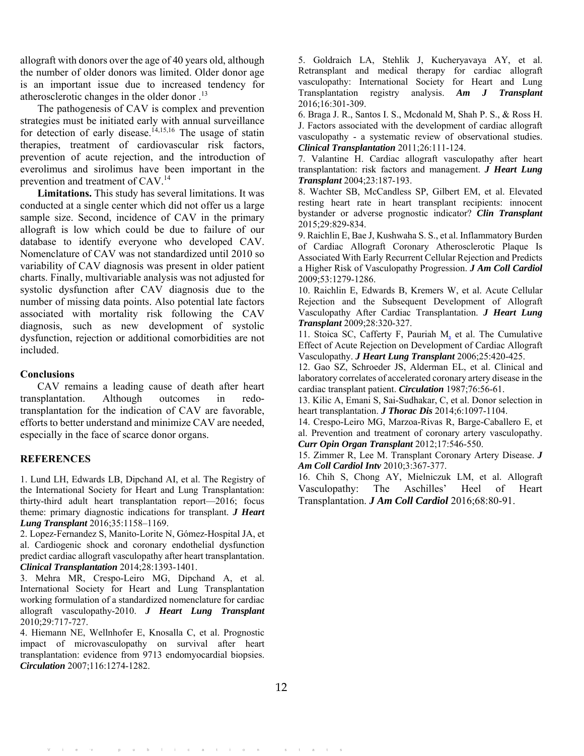allograft with donors over the age of 40 years old, although the number of older donors was limited. Older donor age is an important issue due to increased tendency for atherosclerotic changes in the older donor .[13]

The pathogenesis of CAV is complex and prevention strategies must be initiated early with annual surveillance for detection of early disease.[14,15,16] The usage of statin therapies, treatment of cardiovascular risk factors, prevention of acute rejection, and the introduction of everolimus and sirolimus have been important in the prevention and treatment of CAV.[14]

**Limitations.** This study has several limitations. It was conducted at a single center which did not offer us a large sample size. Second, incidence of CAV in the primary allograft is low which could be due to failure of our database to identify everyone who developed CAV. Nomenclature of CAV was not standardized until 2010 so variability of CAV diagnosis was present in older patient charts. Finally, multivariable analysis was not adjusted for systolic dysfunction after CAV diagnosis due to the number of missing data points. Also potential late factors associated with mortality risk following the CAV diagnosis, such as new development of systolic dysfunction, rejection or additional comorbidities are not included.

## Conclusions

CAV remains a leading cause of death after heart transplantation. Although outcomes in redo-transplantation for the indication of CAV are favorable, efforts to better understand and minimize CAV are needed, especially in the face of scarce donor organs.

## REFERENCES

1. Lund LH, Edwards LB, Dipchand AI, et al. The Registry of the International Society for Heart and Lung Transplantation: thirty-third adult heart transplantation report—2016; focus theme: primary diagnostic indications for transplant. ***J Heart Lung Transplant*** 2016;35:1158–1169.
2. Lopez-Fernandez S, Manito-Lorite N, Gómez-Hospital JA, et al. Cardiogenic shock and coronary endothelial dysfunction predict cardiac allograft vasculopathy after heart transplantation. ***Clinical Transplantation*** 2014;28:1393-1401.
3. Mehra MR, Crespo-Leiro MG, Dipchand A, et al. International Society for Heart and Lung Transplantation working formulation of a standardized nomenclature for cardiac allograft vasculopathy-2010. ***J Heart Lung Transplant*** 2010;29:717-727.
4. Hiemann NE, Wellnhofer E, Knosalla C, et al. Prognostic impact of microvasculopathy on survival after heart transplantation: evidence from 9713 endomyocardial biopsies. ***Circulation*** 2007;116:1274-1282.
5. Goldraich LA, Stehlik J, Kucheryavaya AY, et al. Retransplant and medical therapy for cardiac allograft vasculopathy: International Society for Heart and Lung Transplantation registry analysis. ***Am J Transplant*** 2016;16:301-309.
6. Braga J. R., Santos I. S., Mcdonald M, Shah P. S., & Ross H. J. Factors associated with the development of cardiac allograft vasculopathy - a systematic review of observational studies. ***Clinical Transplantation*** 2011;26:111-124.
7. Valantine H. Cardiac allograft vasculopathy after heart transplantation: risk factors and management. ***J Heart Lung Transplant*** 2004;23:187-193.
8. Wachter SB, McCandless SP, Gilbert EM, et al. Elevated resting heart rate in heart transplant recipients: innocent bystander or adverse prognostic indicator? ***Clin Transplant*** 2015;29:829-834.
9. Raichlin E, Bae J, Kushwaha S. S., et al. Inflammatory Burden of Cardiac Allograft Coronary Atherosclerotic Plaque Is Associated With Early Recurrent Cellular Rejection and Predicts a Higher Risk of Vasculopathy Progression. ***J Am Coll Cardiol*** 2009;53:1279-1286.
10. Raichlin E, Edwards B, Kremers W, et al. Acute Cellular Rejection and the Subsequent Development of Allograft Vasculopathy After Cardiac Transplantation. ***J Heart Lung Transplant*** 2009;28:320-327.
11. Stoica SC, Cafferty F, Pauriah M, et al. The Cumulative Effect of Acute Rejection on Development of Cardiac Allograft Vasculopathy. ***J Heart Lung Transplant*** 2006;25:420-425.
12. Gao SZ, Schroeder JS, Alderman EL, et al. Clinical and laboratory correlates of accelerated coronary artery disease in the cardiac transplant patient. ***Circulation*** 1987;76:56-61.
13. Kilic A, Emani S, Sai-Sudhakar, C, et al. Donor selection in heart transplantation. ***J Thorac Dis*** 2014;6:1097-1104.
14. Crespo-Leiro MG, Marzoa-Rivas R, Barge-Caballero E, et al. Prevention and treatment of coronary artery vasculopathy. ***Curr Opin Organ Transplant*** 2012;17:546-550.
15. Zimmer R, Lee M. Transplant Coronary Artery Disease. ***J Am Coll Cardiol Intv*** 2010;3:367-377.
16. Chih S, Chong AY, Mielniczuk LM, et al. Allograft Vasculopathy: The Aschilles' Heel of Heart Transplantation. ***J Am Coll Cardiol*** 2016;68:80-91.